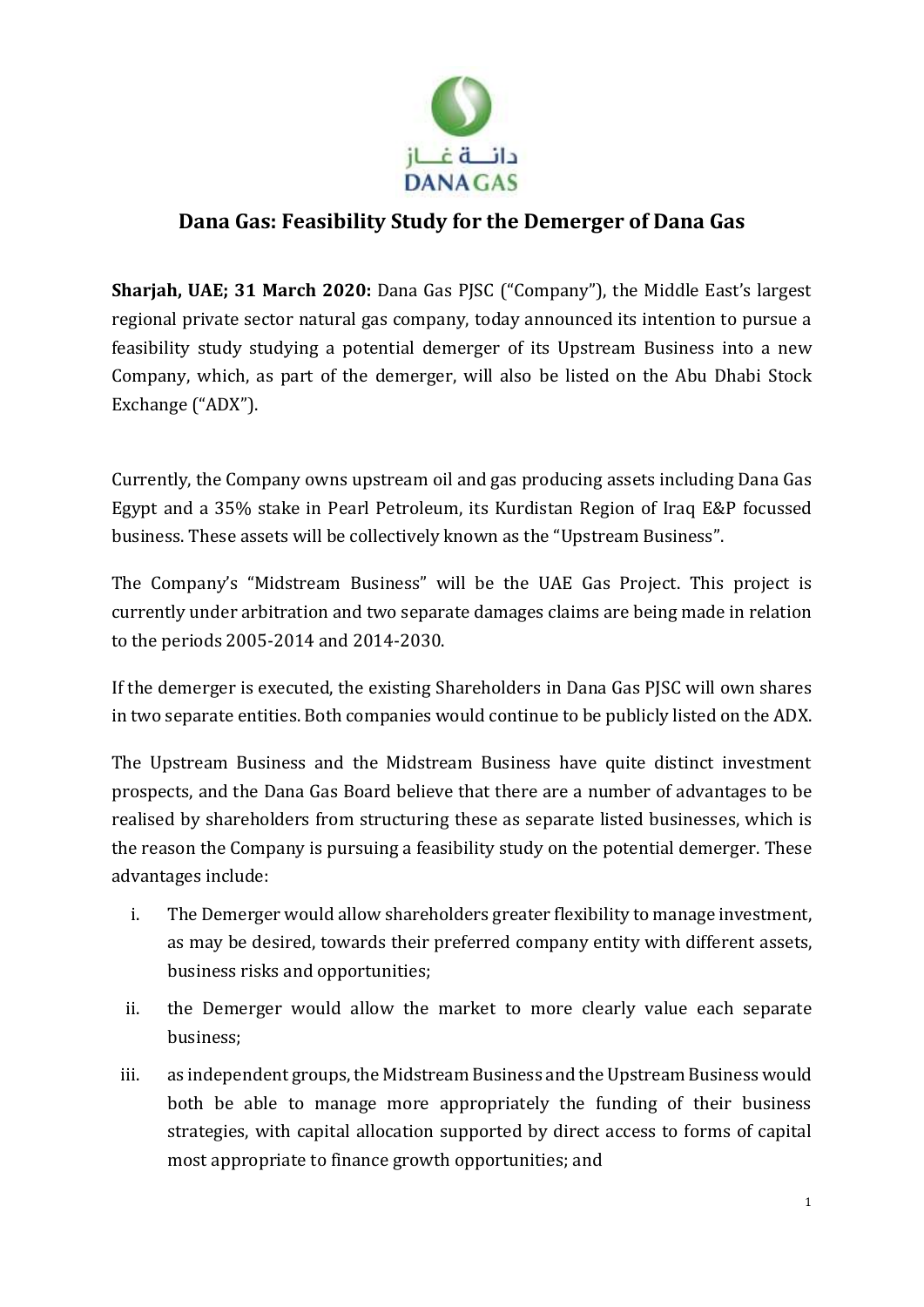# Dana Gas: Feasibility Study for the Demerger of Dana Gas

**Sharjah, UAE; 31 March 2020:** Dana Gas PJSC ("Company"), the Middle East's largest regional private sector natural gas company, today announced its intention to pursue a feasibility study studying a potential demerger of its Upstream Business into a new Company, which, as part of the demerger, will also be listed on the Abu Dhabi Stock Exchange ("ADX").

Currently, the Company owns upstream oil and gas producing assets including Dana Gas Egypt and a 35% stake in Pearl Petroleum, its Kurdistan Region of Iraq E&P focussed business. These assets will be collectively known as the "Upstream Business".

The Company's "Midstream Business" will be the UAE Gas Project. This project is currently under arbitration and two separate damages claims are being made in relation to the periods 2005-2014 and 2014-2030.

If the demerger is executed, the existing Shareholders in Dana Gas PJSC will own shares in two separate entities. Both companies would continue to be publicly listed on the ADX.

The Upstream Business and the Midstream Business have quite distinct investment prospects, and the Dana Gas Board believe that there are a number of advantages to be realised by shareholders from structuring these as separate listed businesses, which is the reason the Company is pursuing a feasibility study on the potential demerger. These advantages include:

i. The Demerger would allow shareholders greater flexibility to manage investment, as may be desired, towards their preferred company entity with different assets, business risks and opportunities;

ii. the Demerger would allow the market to more clearly value each separate business;

iii. as independent groups, the Midstream Business and the Upstream Business would both be able to manage more appropriately the funding of their business strategies, with capital allocation supported by direct access to forms of capital most appropriate to finance growth opportunities; and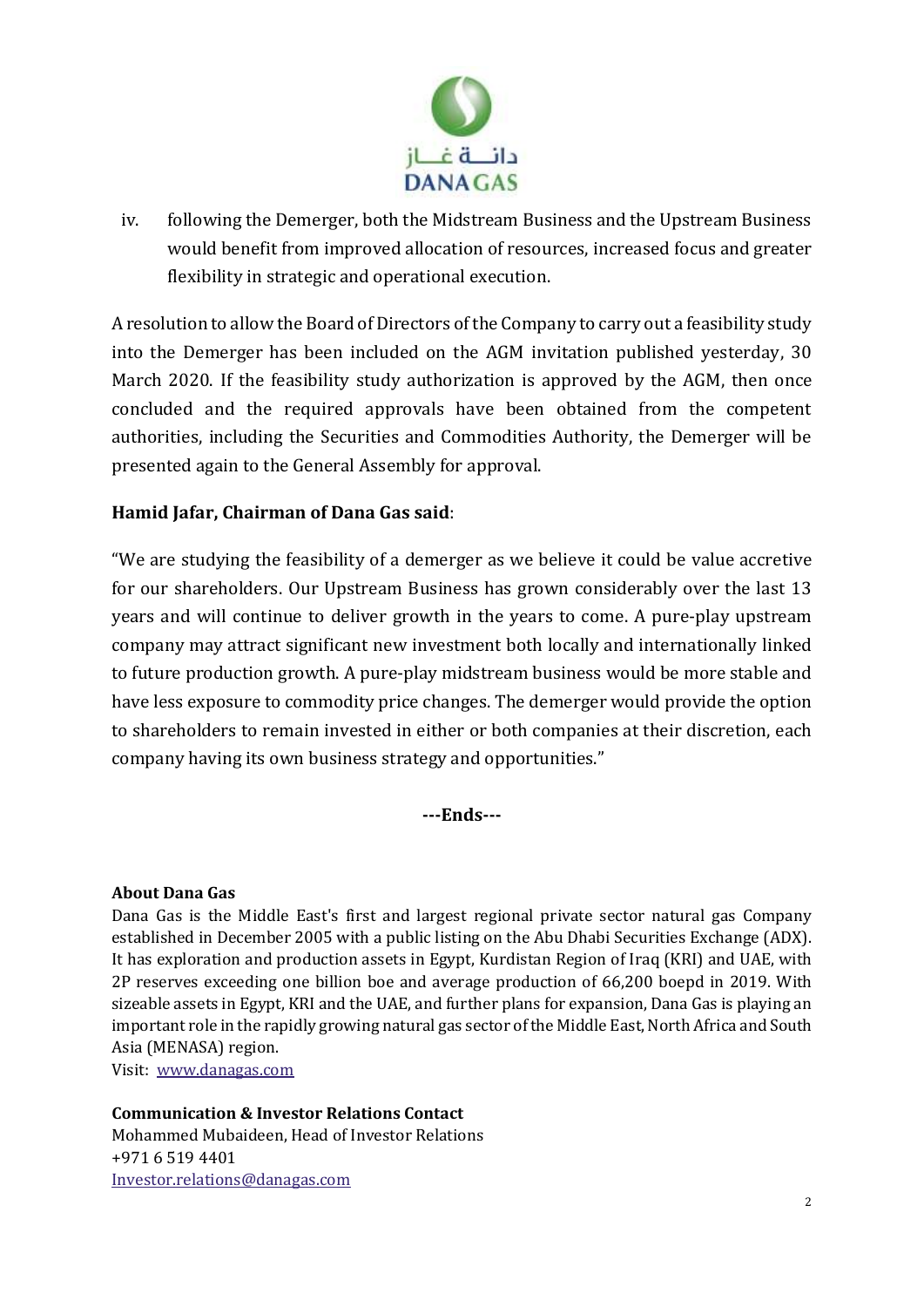iv. following the Demerger, both the Midstream Business and the Upstream Business would benefit from improved allocation of resources, increased focus and greater flexibility in strategic and operational execution.

A resolution to allow the Board of Directors of the Company to carry out a feasibility study into the Demerger has been included on the AGM invitation published yesterday, 30 March 2020. If the feasibility study authorization is approved by the AGM, then once concluded and the required approvals have been obtained from the competent authorities, including the Securities and Commodities Authority, the Demerger will be presented again to the General Assembly for approval.

**Hamid Jafar, Chairman of Dana Gas said**:

"We are studying the feasibility of a demerger as we believe it could be value accretive for our shareholders. Our Upstream Business has grown considerably over the last 13 years and will continue to deliver growth in the years to come. A pure-play upstream company may attract significant new investment both locally and internationally linked to future production growth. A pure-play midstream business would be more stable and have less exposure to commodity price changes. The demerger would provide the option to shareholders to remain invested in either or both companies at their discretion, each company having its own business strategy and opportunities."

**---Ends---**

**About Dana Gas**

Dana Gas is the Middle East's first and largest regional private sector natural gas Company established in December 2005 with a public listing on the Abu Dhabi Securities Exchange (ADX). It has exploration and production assets in Egypt, Kurdistan Region of Iraq (KRI) and UAE, with 2P reserves exceeding one billion boe and average production of 66,200 boepd in 2019. With sizeable assets in Egypt, KRI and the UAE, and further plans for expansion, Dana Gas is playing an important role in the rapidly growing natural gas sector of the Middle East, North Africa and South Asia (MENASA) region.

Visit: [www.danagas.com](http://www.danagas.com)

**Communication & Investor Relations Contact**

Mohammed Mubaideen, Head of Investor Relations
+971 6 519 4401
[Investor.relations@danagas.com](mailto:Investor.relations@danagas.com)